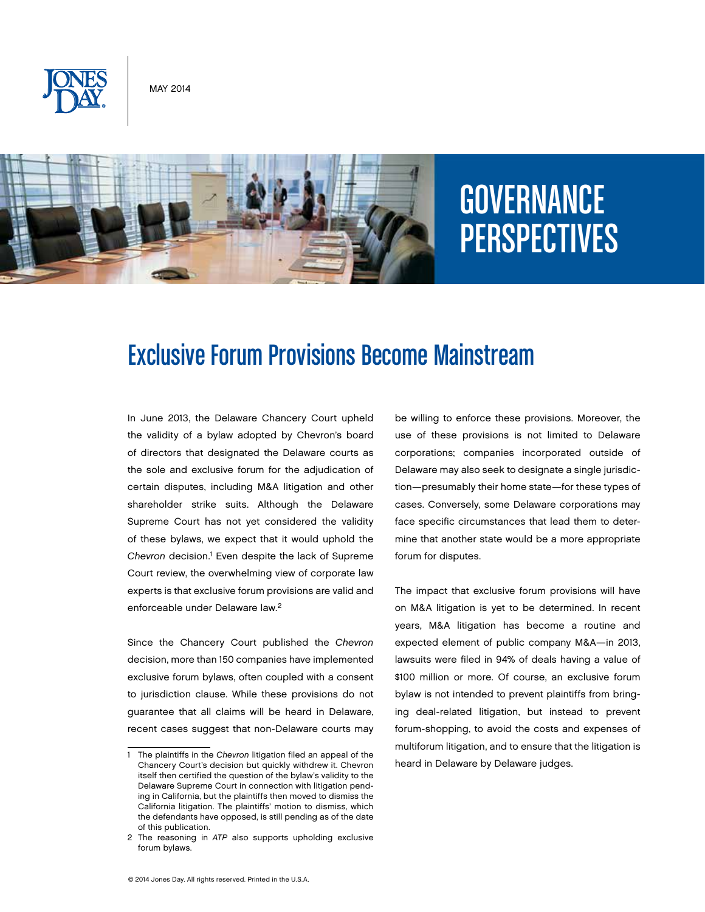MAY 2014

# GOVERNANCE PERSPECTIVES

## Exclusive Forum Provisions Become Mainstream

In June 2013, the Delaware Chancery Court upheld the validity of a bylaw adopted by Chevron's board of directors that designated the Delaware courts as the sole and exclusive forum for the adjudication of certain disputes, including M&A litigation and other shareholder strike suits. Although the Delaware Supreme Court has not yet considered the validity of these bylaws, we expect that it would uphold the *Chevron* decision.[1] Even despite the lack of Supreme Court review, the overwhelming view of corporate law experts is that exclusive forum provisions are valid and enforceable under Delaware law.[2]

Since the Chancery Court published the *Chevron* decision, more than 150 companies have implemented exclusive forum bylaws, often coupled with a consent to jurisdiction clause. While these provisions do not guarantee that all claims will be heard in Delaware, recent cases suggest that non-Delaware courts may be willing to enforce these provisions. Moreover, the use of these provisions is not limited to Delaware corporations; companies incorporated outside of Delaware may also seek to designate a single jurisdiction—presumably their home state—for these types of cases. Conversely, some Delaware corporations may face specific circumstances that lead them to determine that another state would be a more appropriate forum for disputes.

The impact that exclusive forum provisions will have on M&A litigation is yet to be determined. In recent years, M&A litigation has become a routine and expected element of public company M&A—in 2013, lawsuits were filed in 94% of deals having a value of $100 million or more. Of course, an exclusive forum bylaw is not intended to prevent plaintiffs from bringing deal-related litigation, but instead to prevent forum-shopping, to avoid the costs and expenses of multiforum litigation, and to ensure that the litigation is heard in Delaware by Delaware judges.

---

1 The plaintiffs in the *Chevron* litigation filed an appeal of the Chancery Court's decision but quickly withdrew it. Chevron itself then certified the question of the bylaw's validity to the Delaware Supreme Court in connection with litigation pending in California, but the plaintiffs then moved to dismiss the California litigation. The plaintiffs' motion to dismiss, which the defendants have opposed, is still pending as of the date of this publication.

2 The reasoning in *ATP* also supports upholding exclusive forum bylaws.

© 2014 Jones Day. All rights reserved. Printed in the U.S.A.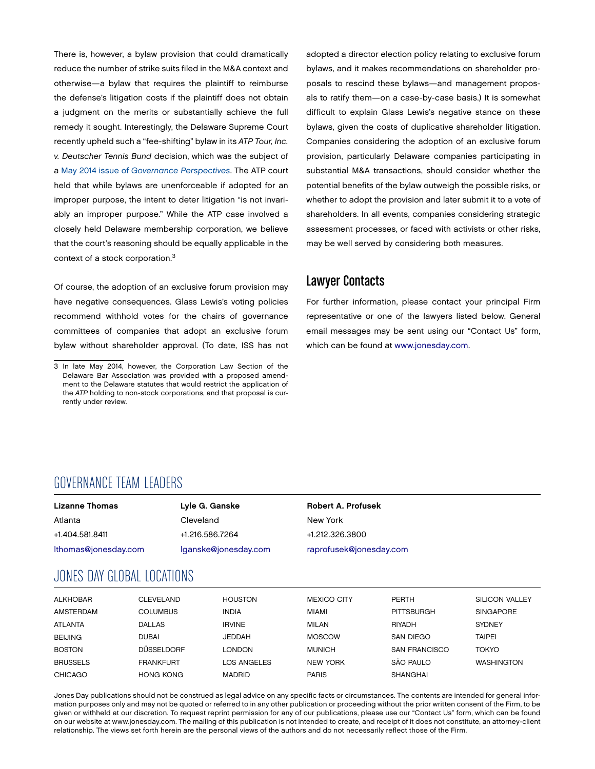There is, however, a bylaw provision that could dramatically reduce the number of strike suits filed in the M&A context and otherwise—a bylaw that requires the plaintiff to reimburse the defense's litigation costs if the plaintiff does not obtain a judgment on the merits or substantially achieve the full remedy it sought. Interestingly, the Delaware Supreme Court recently upheld such a "fee-shifting" bylaw in its *ATP Tour, Inc. v. Deutscher Tennis Bund* decision, which was the subject of a May 2014 issue of *Governance Perspectives*. The ATP court held that while bylaws are unenforceable if adopted for an improper purpose, the intent to deter litigation "is not invariably an improper purpose." While the ATP case involved a closely held Delaware membership corporation, we believe that the court's reasoning should be equally applicable in the context of a stock corporation.[3]

Of course, the adoption of an exclusive forum provision may have negative consequences. Glass Lewis's voting policies recommend withhold votes for the chairs of governance committees of companies that adopt an exclusive forum bylaw without shareholder approval. (To date, ISS has not adopted a director election policy relating to exclusive forum bylaws, and it makes recommendations on shareholder proposals to rescind these bylaws—and management proposals to ratify them—on a case-by-case basis.) It is somewhat difficult to explain Glass Lewis's negative stance on these bylaws, given the costs of duplicative shareholder litigation. Companies considering the adoption of an exclusive forum provision, particularly Delaware companies participating in substantial M&A transactions, should consider whether the potential benefits of the bylaw outweigh the possible risks, or whether to adopt the provision and later submit it to a vote of shareholders. In all events, companies considering strategic assessment processes, or faced with activists or other risks, may be well served by considering both measures.

3 In late May 2014, however, the Corporation Law Section of the Delaware Bar Association was provided with a proposed amendment to the Delaware statutes that would restrict the application of the *ATP* holding to non-stock corporations, and that proposal is currently under review.

## Lawyer Contacts

For further information, please contact your principal Firm representative or one of the lawyers listed below. General email messages may be sent using our "Contact Us" form, which can be found at www.jonesday.com.

## GOVERNANCE TEAM LEADERS

**Lizanne Thomas**
Atlanta
+1.404.581.8411
lthomas@jonesday.com

**Lyle G. Ganske**
Cleveland
+1.216.586.7264
lganske@jonesday.com

**Robert A. Profusek**
New York
+1.212.326.3800
raprofusek@jonesday.com

## JONES DAY GLOBAL LOCATIONS

| | | | | | |
|---|---|---|---|---|---|
| ALKHOBAR | CLEVELAND | HOUSTON | MEXICO CITY | PERTH | SILICON VALLEY |
| AMSTERDAM | COLUMBUS | INDIA | MIAMI | PITTSBURGH | SINGAPORE |
| ATLANTA | DALLAS | IRVINE | MILAN | RIYADH | SYDNEY |
| BEIJING | DUBAI | JEDDAH | MOSCOW | SAN DIEGO | TAIPEI |
| BOSTON | DÜSSELDORF | LONDON | MUNICH | SAN FRANCISCO | TOKYO |
| BRUSSELS | FRANKFURT | LOS ANGELES | NEW YORK | SÃO PAULO | WASHINGTON |
| CHICAGO | HONG KONG | MADRID | PARIS | SHANGHAI | |

Jones Day publications should not be construed as legal advice on any specific facts or circumstances. The contents are intended for general information purposes only and may not be quoted or referred to in any other publication or proceeding without the prior written consent of the Firm, to be given or withheld at our discretion. To request reprint permission for any of our publications, please use our "Contact Us" form, which can be found on our website at www.jonesday.com. The mailing of this publication is not intended to create, and receipt of it does not constitute, an attorney-client relationship. The views set forth herein are the personal views of the authors and do not necessarily reflect those of the Firm.